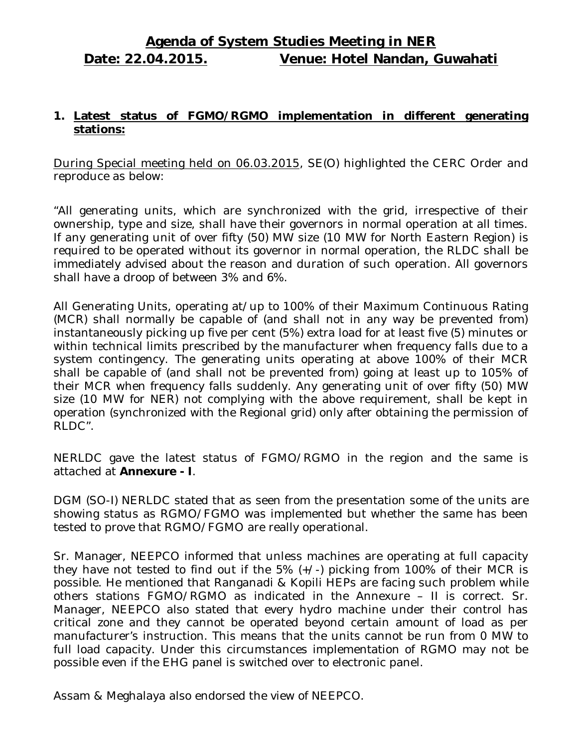# Agenda of System Studies Meeting in NER

**Date: 22.04.2015. Venue: Hotel Nandan, Guwahati**

## 1. Latest status of FGMO/RGMO implementation in different generating stations:

During Special meeting held on 06.03.2015, SE(O) highlighted the CERC Order and reproduce as below:

"All generating units, which are synchronized with the grid, irrespective of their ownership, type and size, shall have their governors in normal operation at all times. If any generating unit of over fifty (50) MW size (10 MW for North Eastern Region) is required to be operated without its governor in normal operation, the RLDC shall be immediately advised about the reason and duration of such operation. All governors shall have a droop of between 3% and 6%.

All Generating Units, operating at/up to 100% of their Maximum Continuous Rating (MCR) shall normally be capable of (and shall not in any way be prevented from) instantaneously picking up five per cent (5%) extra load for at least five (5) minutes or within technical limits prescribed by the manufacturer when frequency falls due to a system contingency. The generating units operating at above 100% of their MCR shall be capable of (and shall not be prevented from) going at least up to 105% of their MCR when frequency falls suddenly. Any generating unit of over fifty (50) MW size (10 MW for NER) not complying with the above requirement, shall be kept in operation (synchronized with the Regional grid) only after obtaining the permission of RLDC".

NERLDC gave the latest status of FGMO/RGMO in the region and the same is attached at **Annexure - I**.

DGM (SO-I) NERLDC stated that as seen from the presentation some of the units are showing status as RGMO/FGMO was implemented but whether the same has been tested to prove that RGMO/FGMO are really operational.

Sr. Manager, NEEPCO informed that unless machines are operating at full capacity they have not tested to find out if the 5% (+/-) picking from 100% of their MCR is possible. He mentioned that Ranganadi & Kopili HEPs are facing such problem while others stations FGMO/RGMO as indicated in the Annexure – II is correct. Sr. Manager, NEEPCO also stated that every hydro machine under their control has critical zone and they cannot be operated beyond certain amount of load as per manufacturer's instruction. This means that the units cannot be run from 0 MW to full load capacity. Under this circumstances implementation of RGMO may not be possible even if the EHG panel is switched over to electronic panel.

Assam & Meghalaya also endorsed the view of NEEPCO.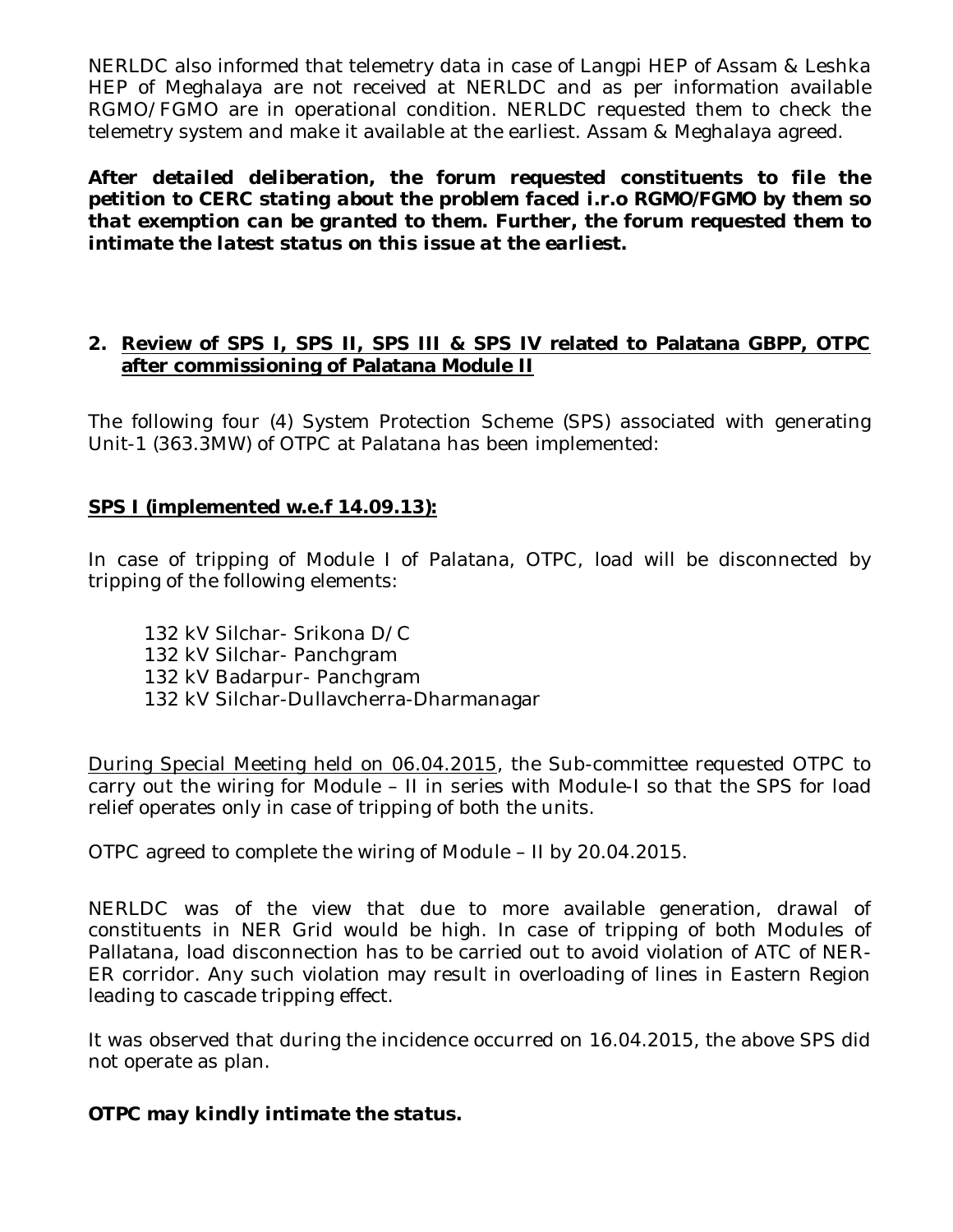NERLDC also informed that telemetry data in case of Langpi HEP of Assam & Leshka HEP of Meghalaya are not received at NERLDC and as per information available RGMO/FGMO are in operational condition. NERLDC requested them to check the telemetry system and make it available at the earliest. Assam & Meghalaya agreed.

***After detailed deliberation, the forum requested constituents to file the petition to CERC stating about the problem faced i.r.o RGMO/FGMO by them so that exemption can be granted to them. Further, the forum requested them to intimate the latest status on this issue at the earliest.***

## 2. Review of SPS I, SPS II, SPS III & SPS IV related to Palatana GBPP, OTPC after commissioning of Palatana Module II

The following four (4) System Protection Scheme (SPS) associated with generating Unit-1 (363.3MW) of OTPC at Palatana has been implemented:

### SPS I (implemented w.e.f 14.09.13):

In case of tripping of Module I of Palatana, OTPC, load will be disconnected by tripping of the following elements:

- 132 kV Silchar- Srikona D/C
- 132 kV Silchar- Panchgram
- 132 kV Badarpur- Panchgram
- 132 kV Silchar-Dullavcherra-Dharmanagar

During Special Meeting held on 06.04.2015, the Sub-committee requested OTPC to carry out the wiring for Module – II in series with Module-I so that the SPS for load relief operates only in case of tripping of both the units.

OTPC agreed to complete the wiring of Module – II by 20.04.2015.

NERLDC was of the view that due to more available generation, drawal of constituents in NER Grid would be high. In case of tripping of both Modules of Pallatana, load disconnection has to be carried out to avoid violation of ATC of NER-ER corridor. Any such violation may result in overloading of lines in Eastern Region leading to cascade tripping effect.

It was observed that during the incidence occurred on 16.04.2015, the above SPS did not operate as plan.

***OTPC may kindly intimate the status.***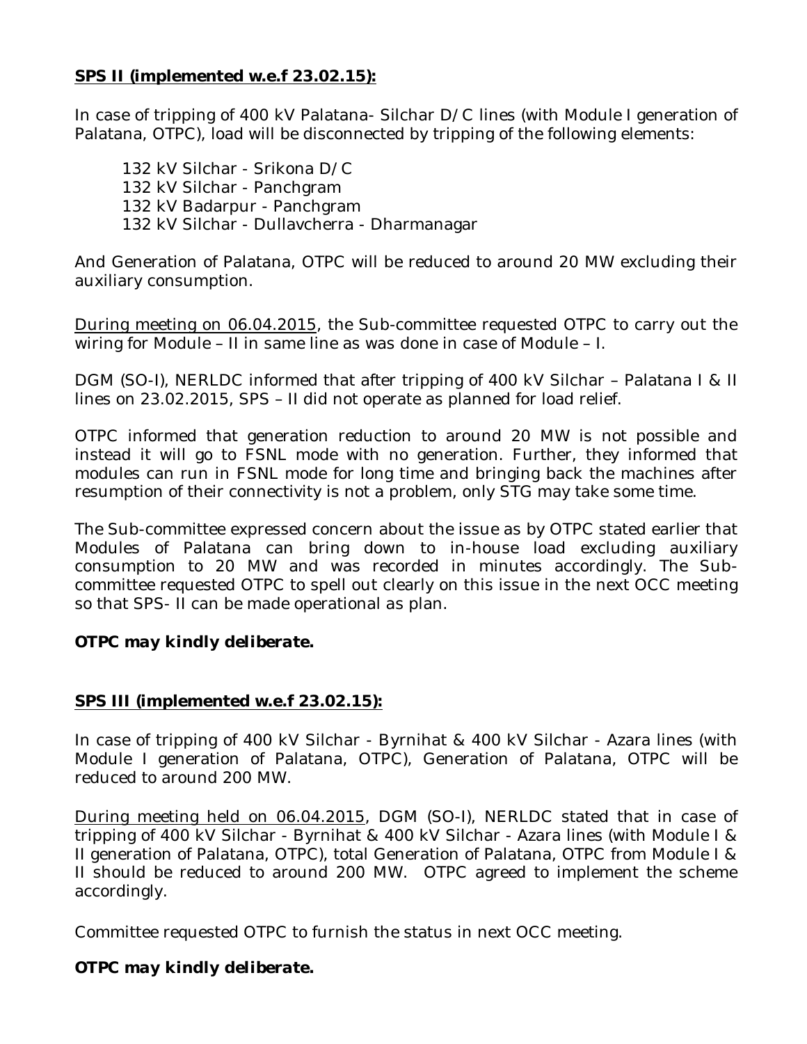**<u>SPS II (implemented w.e.f 23.02.15):</u>**

In case of tripping of 400 kV Palatana- Silchar D/C lines (with Module I generation of Palatana, OTPC), load will be disconnected by tripping of the following elements:

132 kV Silchar - Srikona D/C
132 kV Silchar - Panchgram
132 kV Badarpur - Panchgram
132 kV Silchar - Dullavcherra - Dharmanagar

And Generation of Palatana, OTPC will be reduced to around 20 MW excluding their auxiliary consumption.

<u>During meeting on 06.04.2015</u>, the Sub-committee requested OTPC to carry out the wiring for Module – II in same line as was done in case of Module – I.

DGM (SO-I), NERLDC informed that after tripping of 400 kV Silchar – Palatana I & II lines on 23.02.2015, SPS – II did not operate as planned for load relief.

OTPC informed that generation reduction to around 20 MW is not possible and instead it will go to FSNL mode with no generation. Further, they informed that modules can run in FSNL mode for long time and bringing back the machines after resumption of their connectivity is not a problem, only STG may take some time.

The Sub-committee expressed concern about the issue as by OTPC stated earlier that Modules of Palatana can bring down to in-house load excluding auxiliary consumption to 20 MW and was recorded in minutes accordingly. The Sub-committee requested OTPC to spell out clearly on this issue in the next OCC meeting so that SPS- II can be made operational as plan.

***OTPC may kindly deliberate.***

**<u>SPS III (implemented w.e.f 23.02.15):</u>**

In case of tripping of 400 kV Silchar - Byrnihat & 400 kV Silchar - Azara lines (with Module I generation of Palatana, OTPC), Generation of Palatana, OTPC will be reduced to around 200 MW.

<u>During meeting held on 06.04.2015</u>, DGM (SO-I), NERLDC stated that in case of tripping of 400 kV Silchar - Byrnihat & 400 kV Silchar - Azara lines (with Module I & II generation of Palatana, OTPC), total Generation of Palatana, OTPC from Module I & II should be reduced to around 200 MW. OTPC agreed to implement the scheme accordingly.

Committee requested OTPC to furnish the status in next OCC meeting.

***OTPC may kindly deliberate.***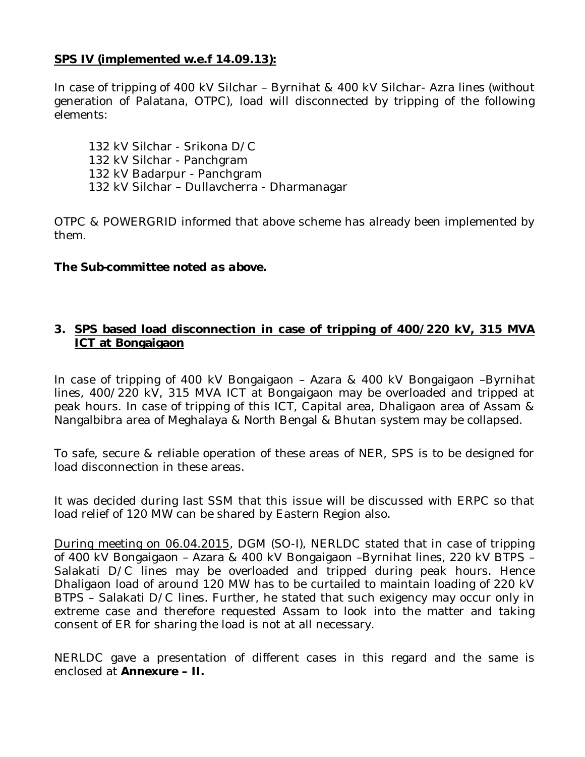**SPS IV (implemented w.e.f 14.09.13):**

In case of tripping of 400 kV Silchar – Byrnihat & 400 kV Silchar- Azra lines (without generation of Palatana, OTPC), load will disconnected by tripping of the following elements:

132 kV Silchar - Srikona D/C
132 kV Silchar - Panchgram
132 kV Badarpur - Panchgram
132 kV Silchar – Dullavcherra - Dharmanagar

OTPC & POWERGRID informed that above scheme has already been implemented by them.

***The Sub-committee noted as above.***

## 3. SPS based load disconnection in case of tripping of 400/220 kV, 315 MVA ICT at Bongaigaon

In case of tripping of 400 kV Bongaigaon – Azara & 400 kV Bongaigaon –Byrnihat lines, 400/220 kV, 315 MVA ICT at Bongaigaon may be overloaded and tripped at peak hours. In case of tripping of this ICT, Capital area, Dhaligaon area of Assam & Nangalbibra area of Meghalaya & North Bengal & Bhutan system may be collapsed.

To safe, secure & reliable operation of these areas of NER, SPS is to be designed for load disconnection in these areas.

It was decided during last SSM that this issue will be discussed with ERPC so that load relief of 120 MW can be shared by Eastern Region also.

During meeting on 06.04.2015, DGM (SO-I), NERLDC stated that in case of tripping of 400 kV Bongaigaon – Azara & 400 kV Bongaigaon –Byrnihat lines, 220 kV BTPS – Salakati D/C lines may be overloaded and tripped during peak hours. Hence Dhaligaon load of around 120 MW has to be curtailed to maintain loading of 220 kV BTPS – Salakati D/C lines. Further, he stated that such exigency may occur only in extreme case and therefore requested Assam to look into the matter and taking consent of ER for sharing the load is not at all necessary.

NERLDC gave a presentation of different cases in this regard and the same is enclosed at **Annexure – II.**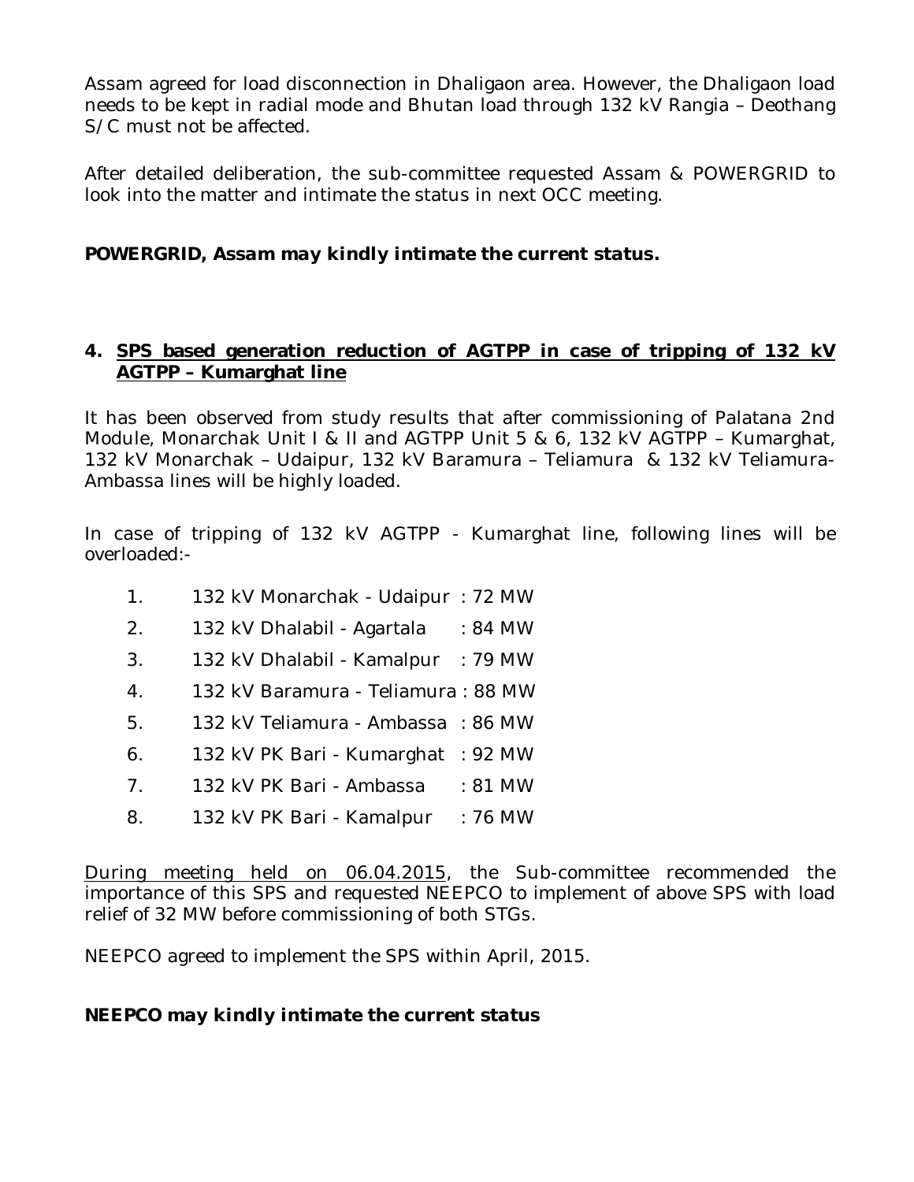Assam agreed for load disconnection in Dhaligaon area. However, the Dhaligaon load needs to be kept in radial mode and Bhutan load through 132 kV Rangia – Deothang S/C must not be affected.

After detailed deliberation, the sub-committee requested Assam & POWERGRID to look into the matter and intimate the status in next OCC meeting.

***POWERGRID, Assam may kindly intimate the current status.***

## 4. SPS based generation reduction of AGTPP in case of tripping of 132 kV AGTPP – Kumarghat line

It has been observed from study results that after commissioning of Palatana 2nd Module, Monarchak Unit I & II and AGTPP Unit 5 & 6, 132 kV AGTPP – Kumarghat, 132 kV Monarchak – Udaipur, 132 kV Baramura – Teliamura & 132 kV Teliamura-Ambassa lines will be highly loaded.

In case of tripping of 132 kV AGTPP - Kumarghat line, following lines will be overloaded:-

1. 132 kV Monarchak - Udaipur : 72 MW
2. 132 kV Dhalabil - Agartala : 84 MW
3. 132 kV Dhalabil - Kamalpur : 79 MW
4. 132 kV Baramura - Teliamura : 88 MW
5. 132 kV Teliamura - Ambassa : 86 MW
6. 132 kV PK Bari - Kumarghat : 92 MW
7. 132 kV PK Bari - Ambassa : 81 MW
8. 132 kV PK Bari - Kamalpur : 76 MW

<u>During meeting held on 06.04.2015</u>, the Sub-committee recommended the importance of this SPS and requested NEEPCO to implement of above SPS with load relief of 32 MW before commissioning of both STGs.

NEEPCO agreed to implement the SPS within April, 2015.

***NEEPCO may kindly intimate the current status***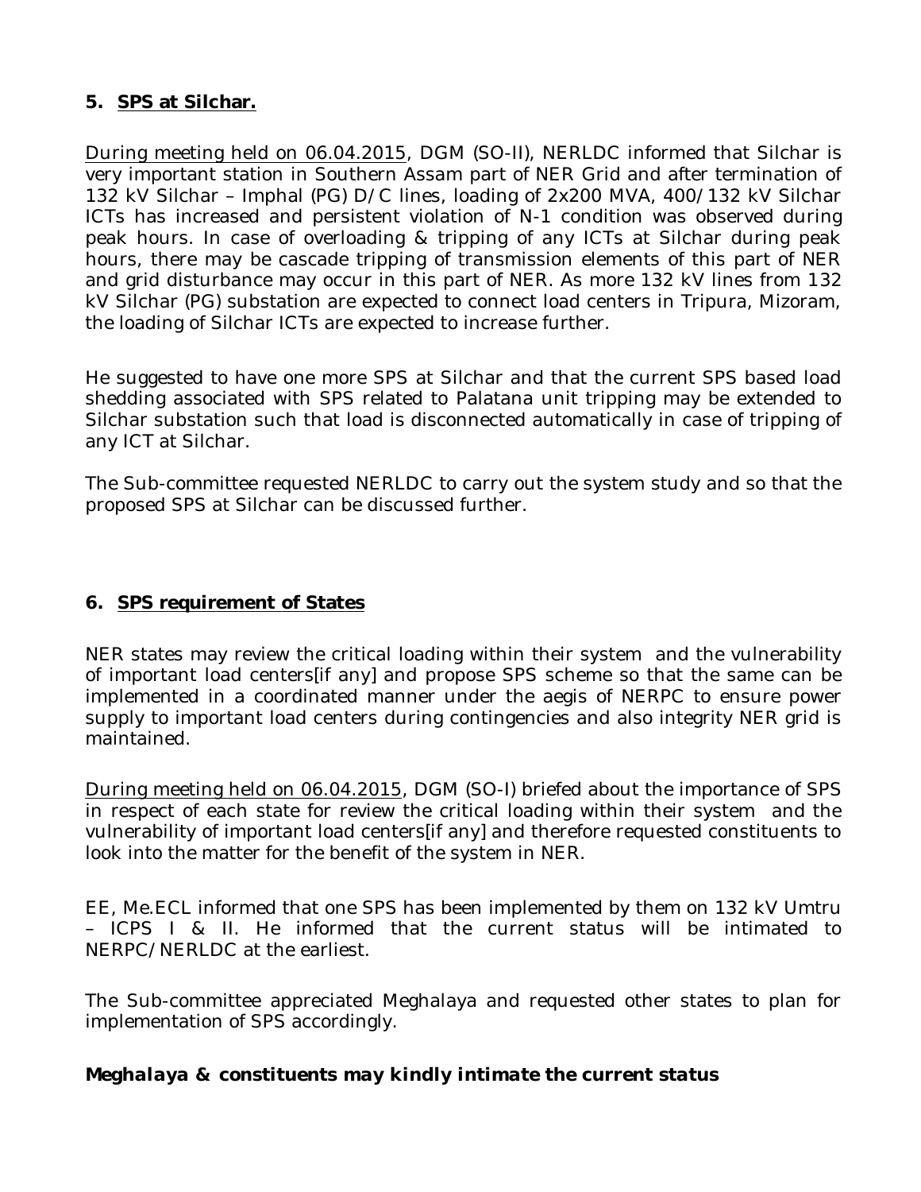## 5. SPS at Silchar.

During meeting held on 06.04.2015, DGM (SO-II), NERLDC informed that Silchar is very important station in Southern Assam part of NER Grid and after termination of 132 kV Silchar – Imphal (PG) D/C lines, loading of 2x200 MVA, 400/132 kV Silchar ICTs has increased and persistent violation of N-1 condition was observed during peak hours. In case of overloading & tripping of any ICTs at Silchar during peak hours, there may be cascade tripping of transmission elements of this part of NER and grid disturbance may occur in this part of NER. As more 132 kV lines from 132 kV Silchar (PG) substation are expected to connect load centers in Tripura, Mizoram, the loading of Silchar ICTs are expected to increase further.

He suggested to have one more SPS at Silchar and that the current SPS based load shedding associated with SPS related to Palatana unit tripping may be extended to Silchar substation such that load is disconnected automatically in case of tripping of any ICT at Silchar.

The Sub-committee requested NERLDC to carry out the system study and so that the proposed SPS at Silchar can be discussed further.

## 6. SPS requirement of States

NER states may review the critical loading within their system and the vulnerability of important load centers[if any] and propose SPS scheme so that the same can be implemented in a coordinated manner under the aegis of NERPC to ensure power supply to important load centers during contingencies and also integrity NER grid is maintained.

During meeting held on 06.04.2015, DGM (SO-I) briefed about the importance of SPS in respect of each state for review the critical loading within their system and the vulnerability of important load centers[if any] and therefore requested constituents to look into the matter for the benefit of the system in NER.

EE, Me.ECL informed that one SPS has been implemented by them on 132 kV Umtru – ICPS I & II. He informed that the current status will be intimated to NERPC/NERLDC at the earliest.

The Sub-committee appreciated Meghalaya and requested other states to plan for implementation of SPS accordingly.

***Meghalaya & constituents may kindly intimate the current status***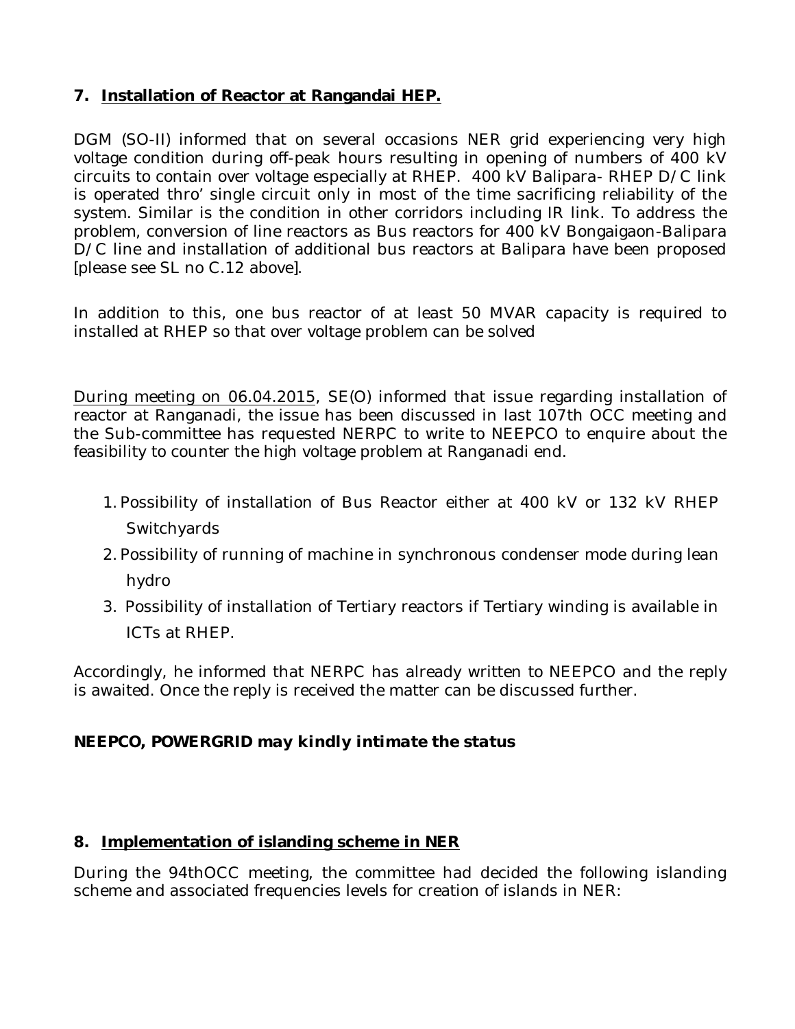## 7. Installation of Reactor at Rangandai HEP.

DGM (SO-II) informed that on several occasions NER grid experiencing very high voltage condition during off-peak hours resulting in opening of numbers of 400 kV circuits to contain over voltage especially at RHEP. 400 kV Balipara- RHEP D/C link is operated thro' single circuit only in most of the time sacrificing reliability of the system. Similar is the condition in other corridors including IR link. To address the problem, conversion of line reactors as Bus reactors for 400 kV Bongaigaon-Balipara D/C line and installation of additional bus reactors at Balipara have been proposed [please see SL no C.12 above].

In addition to this, one bus reactor of at least 50 MVAR capacity is required to installed at RHEP so that over voltage problem can be solved

<u>During meeting on 06.04.2015</u>, SE(O) informed that issue regarding installation of reactor at Ranganadi, the issue has been discussed in last 107th OCC meeting and the Sub-committee has requested NERPC to write to NEEPCO to enquire about the feasibility to counter the high voltage problem at Ranganadi end.

1. Possibility of installation of Bus Reactor either at 400 kV or 132 kV RHEP Switchyards
2. Possibility of running of machine in synchronous condenser mode during lean hydro
3. Possibility of installation of Tertiary reactors if Tertiary winding is available in ICTs at RHEP.

Accordingly, he informed that NERPC has already written to NEEPCO and the reply is awaited. Once the reply is received the matter can be discussed further.

***NEEPCO, POWERGRID may kindly intimate the status***

## 8. Implementation of islanding scheme in NER

During the 94thOCC meeting, the committee had decided the following islanding scheme and associated frequencies levels for creation of islands in NER: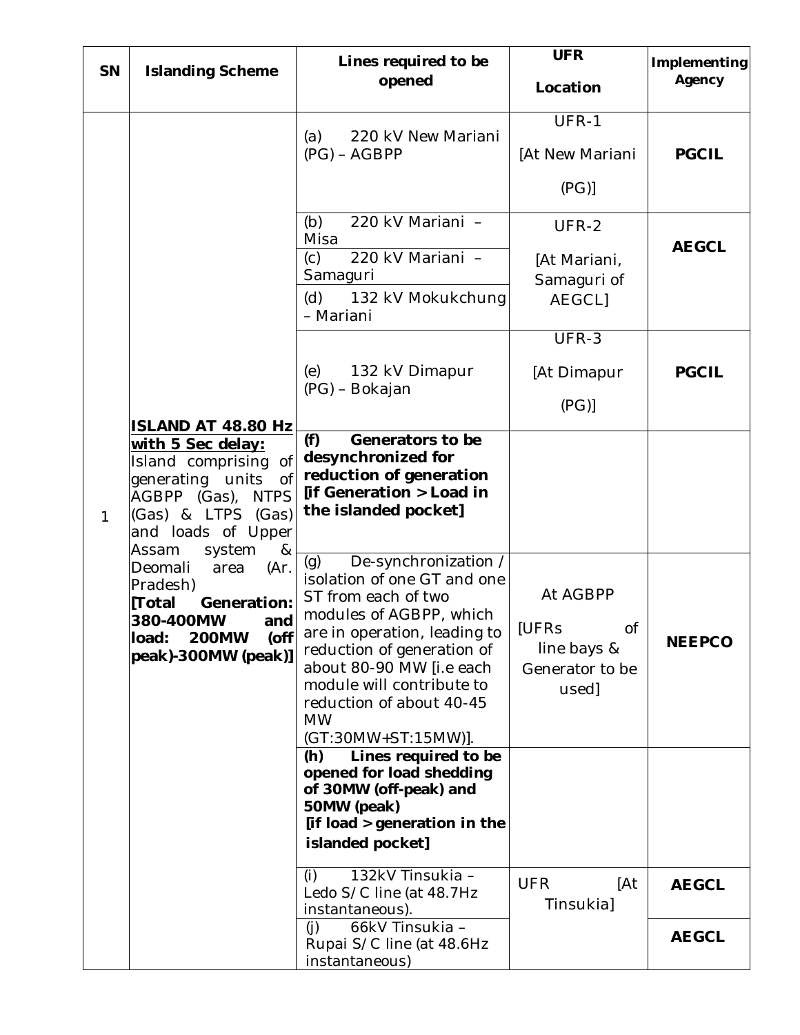| SN | Islanding Scheme | Lines required to be opened | UFR Location | Implementing Agency |
|---|---|---|---|---|
| 1 | **ISLAND AT 48.80 Hz with 5 Sec delay:** Island comprising of generating units of AGBPP (Gas), NTPS (Gas) & LTPS (Gas) and loads of Upper Assam system & Deomali area (Ar. Pradesh) **[Total Generation: 380-400MW and load: 200MW (off peak)-300MW (peak)]** | (a) 220 kV New Mariani (PG) – AGBPP | UFR-1 [At New Mariani (PG)] | **PGCIL** |
| | | (b) 220 kV Mariani – Misa | UFR-2 [At Mariani, Samaguri of AEGCL] | **AEGCL** |
| | | (c) 220 kV Mariani – Samaguri | | |
| | | (d) 132 kV Mokukchung – Mariani | | |
| | | (e) 132 kV Dimapur (PG) – Bokajan | UFR-3 [At Dimapur (PG)] | **PGCIL** |
| | | **(f) Generators to be desynchronized for reduction of generation [if Generation > Load in the islanded pocket]** | | |
| | | (g) De-synchronization / isolation of one GT and one ST from each of two modules of AGBPP, which are in operation, leading to reduction of generation of about 80-90 MW [i.e each module will contribute to reduction of about 40-45 MW (GT:30MW+ST:15MW)]. | At AGBPP [UFRs of line bays & Generator to be used] | **NEEPCO** |
| | | **(h) Lines required to be opened for load shedding of 30MW (off-peak) and 50MW (peak) [if load > generation in the islanded pocket]** | | |
| | | (i) 132kV Tinsukia – Ledo S/C line (at 48.7Hz instantaneous). | UFR [At Tinsukia] | **AEGCL** |
| | | (j) 66kV Tinsukia – Rupai S/C line (at 48.6Hz instantaneous) | | **AEGCL** |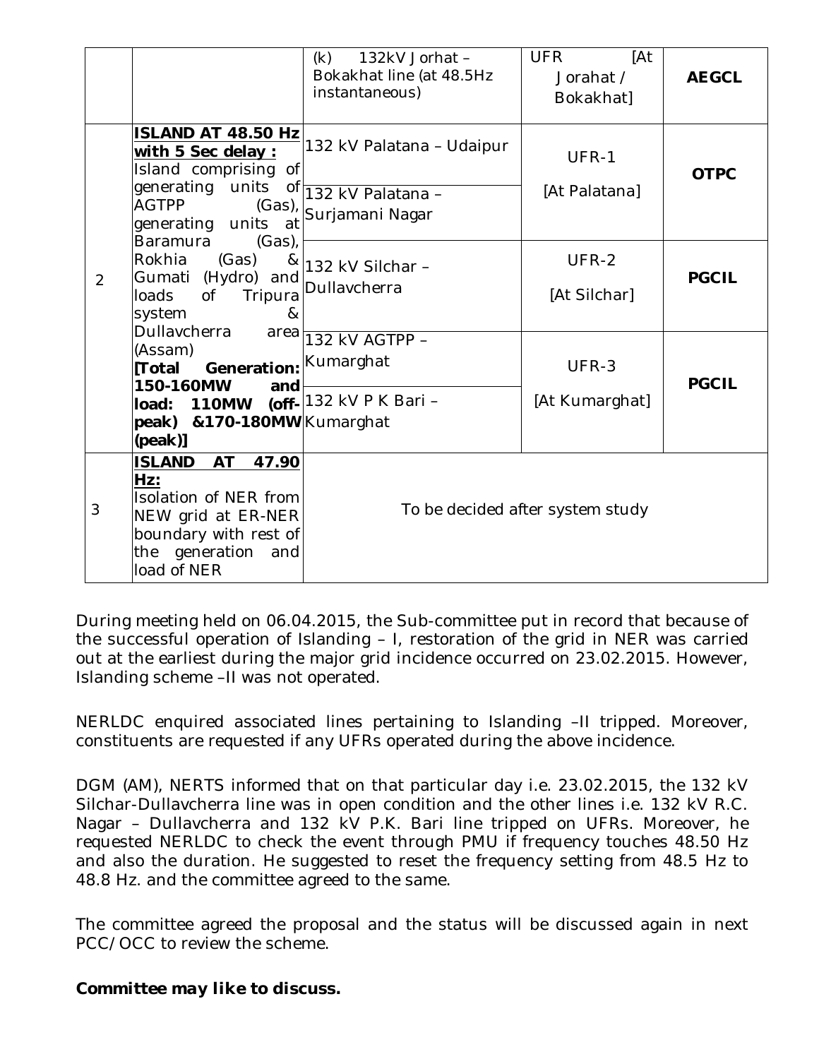| | | | | |
|---|---|---|---|---|
| | | (k) 132kV Jorhat – Bokakhat line (at 48.5Hz instantaneous) | UFR [At Jorahat / Bokakhat] | **AEGCL** |
| 2 | **ISLAND AT 48.50 Hz with 5 Sec delay :** Island comprising of generating units of AGTPP (Gas), generating units at Baramura (Gas), Rokhia (Gas) & Gumati (Hydro) and loads of Tripura system & Dullavcherra area (Assam) **[Total Generation: 150-160MW and load: 110MW (off-peak) &170-180MW (peak)]** | 132 kV Palatana – Udaipur | UFR-1 [At Palatana] | **OTPC** |
| | | 132 kV Palatana – Surjamani Nagar | | |
| | | 132 kV Silchar – Dullavcherra | UFR-2 [At Silchar] | **PGCIL** |
| | | 132 kV AGTPP – Kumarghat | UFR-3 [At Kumarghat] | **PGCIL** |
| | | 132 kV P K Bari – Kumarghat | | |
| 3 | **ISLAND AT 47.90 Hz:** Isolation of NER from NEW grid at ER-NER boundary with rest of the generation and load of NER | To be decided after system study | | |

During meeting held on 06.04.2015, the Sub-committee put in record that because of the successful operation of Islanding – I, restoration of the grid in NER was carried out at the earliest during the major grid incidence occurred on 23.02.2015. However, Islanding scheme –II was not operated.

NERLDC enquired associated lines pertaining to Islanding –II tripped. Moreover, constituents are requested if any UFRs operated during the above incidence.

DGM (AM), NERTS informed that on that particular day i.e. 23.02.2015, the 132 kV Silchar-Dullavcherra line was in open condition and the other lines i.e. 132 kV R.C. Nagar – Dullavcherra and 132 kV P.K. Bari line tripped on UFRs. Moreover, he requested NERLDC to check the event through PMU if frequency touches 48.50 Hz and also the duration. He suggested to reset the frequency setting from 48.5 Hz to 48.8 Hz. and the committee agreed to the same.

The committee agreed the proposal and the status will be discussed again in next PCC/OCC to review the scheme.

***Committee may like to discuss.***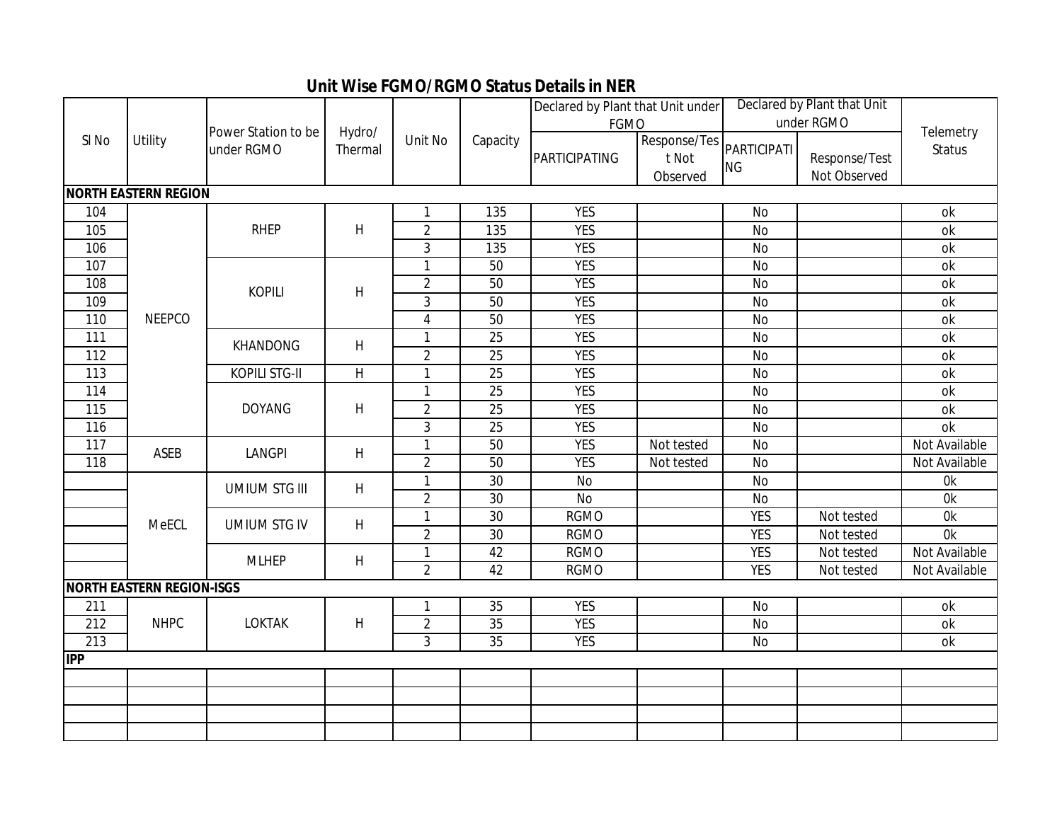## Unit Wise FGMO/RGMO Status Details in NER

| Sl No | Utility | Power Station to be under RGMO | Hydro/ Thermal | Unit No | Capacity | Declared by Plant that Unit under FGMO | | Declared by Plant that Unit under RGMO | | Telemetry Status |
|---|---|---|---|---|---|---|---|---|---|---|
| | | | | | | PARTICIPATING | Response/Test Not Observed | PARTICIPATING | Response/Test Not Observed | |
| **NORTH EASTERN REGION** | | | | | | | | | | |
| 104 | NEEPCO | RHEP | H | 1 | 135 | YES | | No | | ok |
| 105 | | | | 2 | 135 | YES | | No | | ok |
| 106 | | | | 3 | 135 | YES | | No | | ok |
| 107 | | KOPILI | H | 1 | 50 | YES | | No | | ok |
| 108 | | | | 2 | 50 | YES | | No | | ok |
| 109 | | | | 3 | 50 | YES | | No | | ok |
| 110 | | | | 4 | 50 | YES | | No | | ok |
| 111 | | KHANDONG | H | 1 | 25 | YES | | No | | ok |
| 112 | | | | 2 | 25 | YES | | No | | ok |
| 113 | | KOPILI STG-II | H | 1 | 25 | YES | | No | | ok |
| 114 | | DOYANG | H | 1 | 25 | YES | | No | | ok |
| 115 | | | | 2 | 25 | YES | | No | | ok |
| 116 | | | | 3 | 25 | YES | | No | | ok |
| 117 | ASEB | LANGPI | H | 1 | 50 | YES | Not tested | No | | Not Available |
| 118 | | | | 2 | 50 | YES | Not tested | No | | Not Available |
| | MeECL | UMIUM STG III | H | 1 | 30 | No | | No | | 0k |
| | | | | 2 | 30 | No | | No | | 0k |
| | | UMIUM STG IV | H | 1 | 30 | RGMO | | YES | Not tested | 0k |
| | | | | 2 | 30 | RGMO | | YES | Not tested | 0k |
| | | MLHEP | H | 1 | 42 | RGMO | | YES | Not tested | Not Available |
| | | | | 2 | 42 | RGMO | | YES | Not tested | Not Available |
| **NORTH EASTERN REGION-ISGS** | | | | | | | | | | |
| 211 | NHPC | LOKTAK | H | 1 | 35 | YES | | No | | ok |
| 212 | | | | 2 | 35 | YES | | No | | ok |
| 213 | | | | 3 | 35 | YES | | No | | ok |
| **IPP** | | | | | | | | | | |
| | | | | | | | | | | |
| | | | | | | | | | | |
| | | | | | | | | | | |
| | | | | | | | | | | |